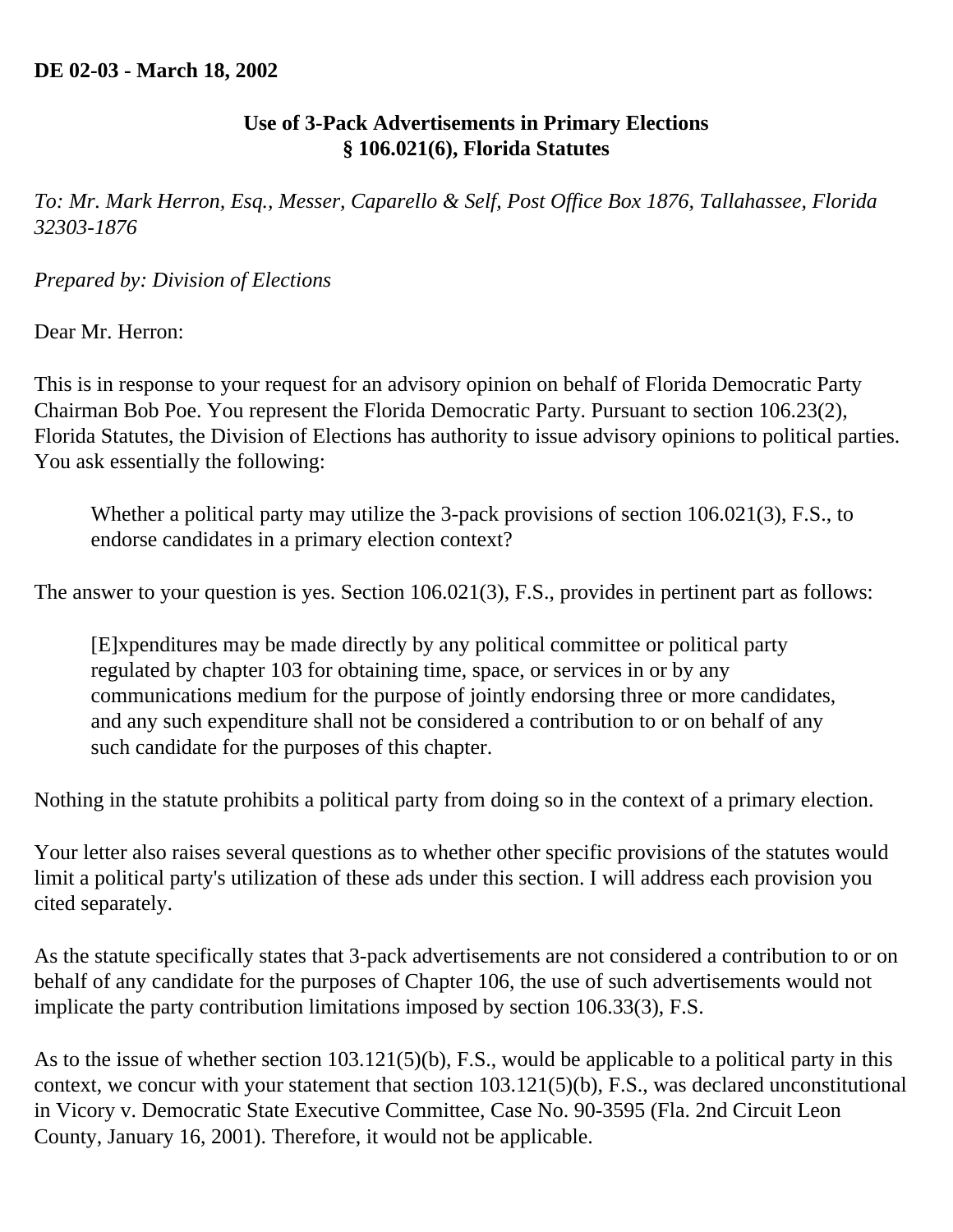**DE 02-03 - March 18, 2002**

## Use of 3-Pack Advertisements in Primary Elections
## § 106.021(6), Florida Statutes

*To: Mr. Mark Herron, Esq., Messer, Caparello & Self, Post Office Box 1876, Tallahassee, Florida 32303-1876*

*Prepared by: Division of Elections*

Dear Mr. Herron:

This is in response to your request for an advisory opinion on behalf of Florida Democratic Party Chairman Bob Poe. You represent the Florida Democratic Party. Pursuant to section 106.23(2), Florida Statutes, the Division of Elections has authority to issue advisory opinions to political parties. You ask essentially the following:

> Whether a political party may utilize the 3-pack provisions of section 106.021(3), F.S., to endorse candidates in a primary election context?

The answer to your question is yes. Section 106.021(3), F.S., provides in pertinent part as follows:

> [E]xpenditures may be made directly by any political committee or political party regulated by chapter 103 for obtaining time, space, or services in or by any communications medium for the purpose of jointly endorsing three or more candidates, and any such expenditure shall not be considered a contribution to or on behalf of any such candidate for the purposes of this chapter.

Nothing in the statute prohibits a political party from doing so in the context of a primary election.

Your letter also raises several questions as to whether other specific provisions of the statutes would limit a political party's utilization of these ads under this section. I will address each provision you cited separately.

As the statute specifically states that 3-pack advertisements are not considered a contribution to or on behalf of any candidate for the purposes of Chapter 106, the use of such advertisements would not implicate the party contribution limitations imposed by section 106.33(3), F.S.

As to the issue of whether section 103.121(5)(b), F.S., would be applicable to a political party in this context, we concur with your statement that section 103.121(5)(b), F.S., was declared unconstitutional in Vicory v. Democratic State Executive Committee, Case No. 90-3595 (Fla. 2nd Circuit Leon County, January 16, 2001). Therefore, it would not be applicable.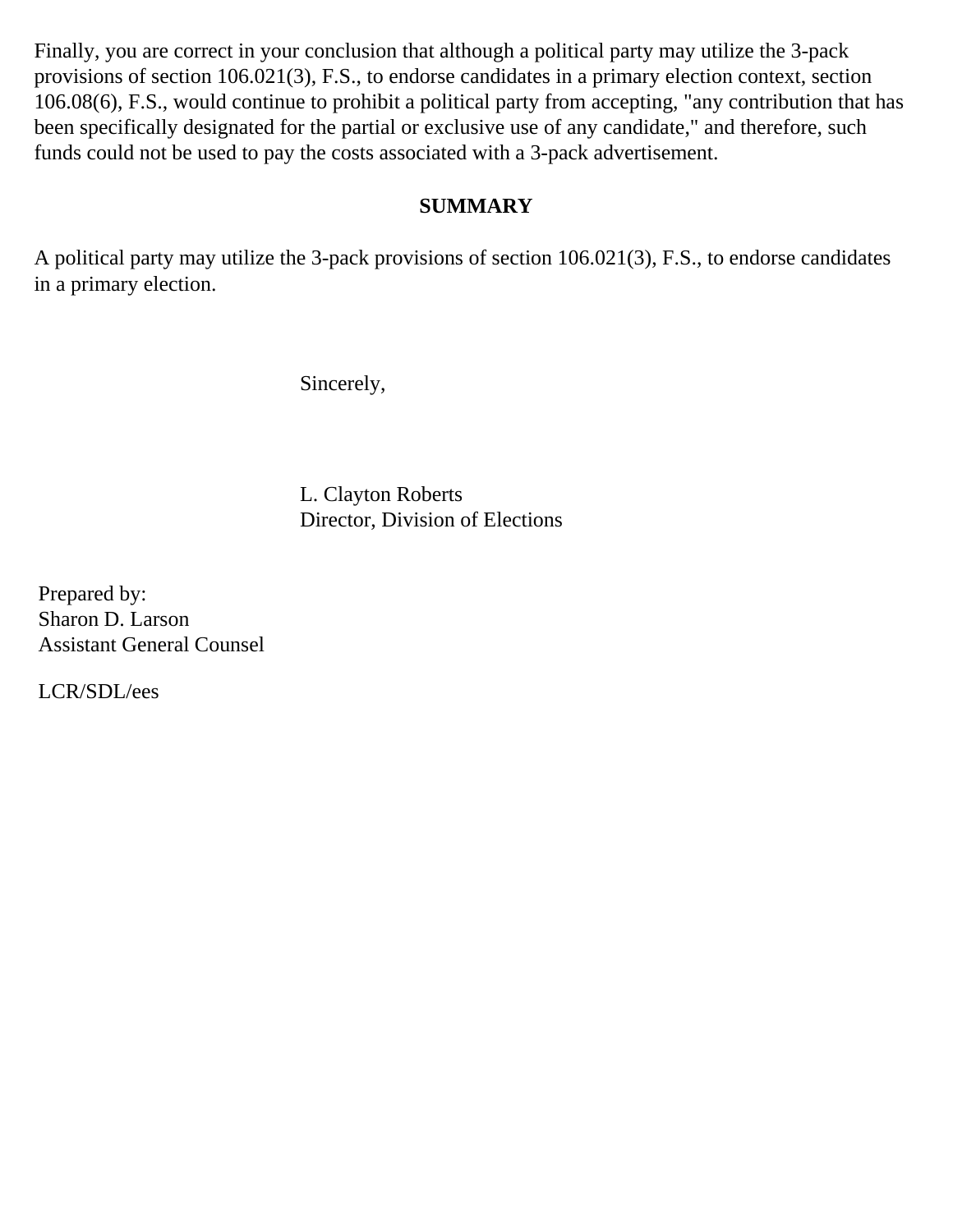Finally, you are correct in your conclusion that although a political party may utilize the 3-pack provisions of section 106.021(3), F.S., to endorse candidates in a primary election context, section 106.08(6), F.S., would continue to prohibit a political party from accepting, "any contribution that has been specifically designated for the partial or exclusive use of any candidate," and therefore, such funds could not be used to pay the costs associated with a 3-pack advertisement.

**SUMMARY**

A political party may utilize the 3-pack provisions of section 106.021(3), F.S., to endorse candidates in a primary election.

Sincerely,

L. Clayton Roberts
Director, Division of Elections

Prepared by:
Sharon D. Larson
Assistant General Counsel

LCR/SDL/ees